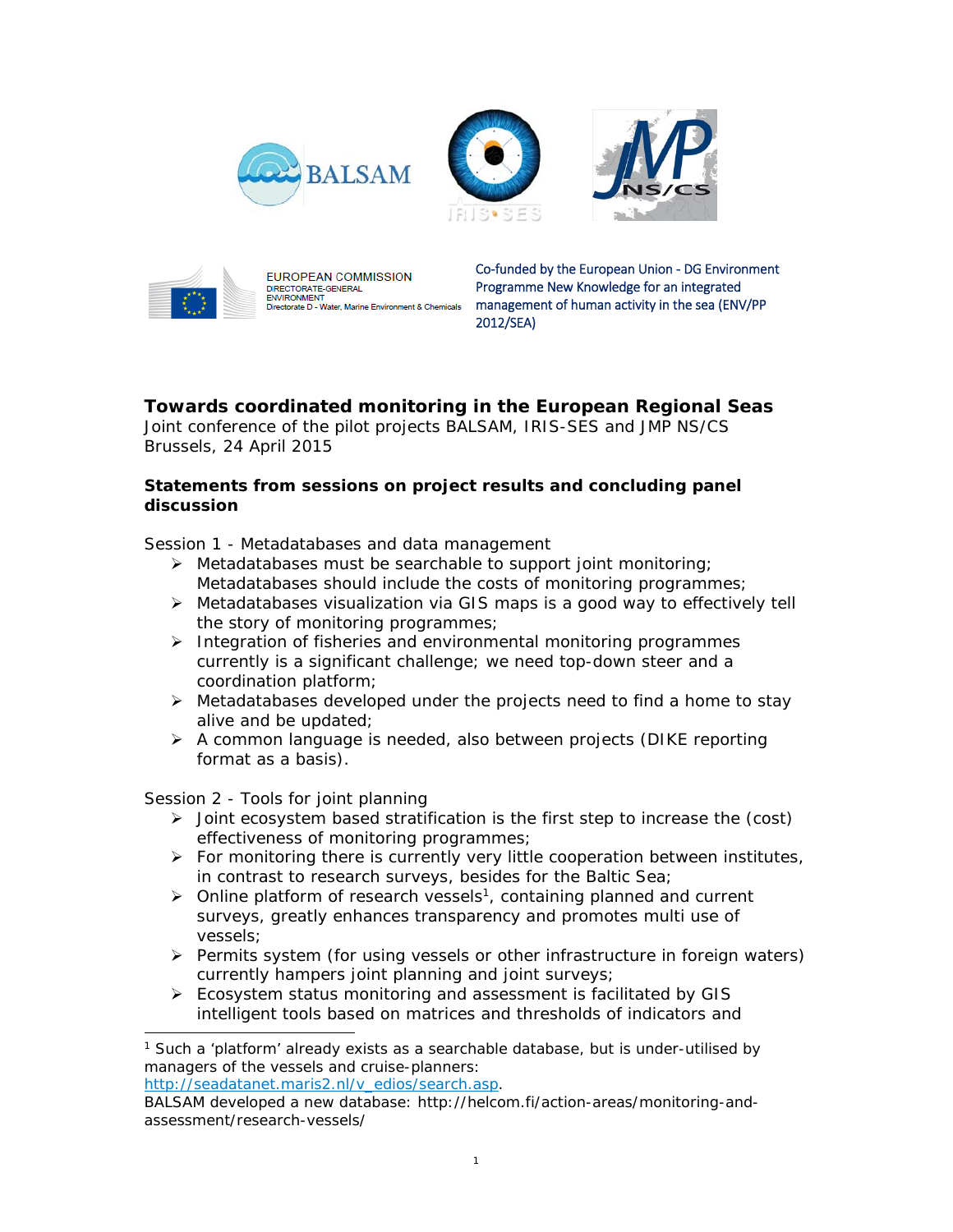EUROPEAN COMMISSION
DIRECTORATE-GENERAL
ENVIRONMENT
Directorate D - Water, Marine Environment & Chemicals

Co-funded by the European Union - DG Environment Programme New Knowledge for an integrated management of human activity in the sea (ENV/PP 2012/SEA)

# Towards coordinated monitoring in the European Regional Seas

Joint conference of the pilot projects BALSAM, IRIS-SES and JMP NS/CS
Brussels, 24 April 2015

## Statements from sessions on project results and concluding panel discussion

Session 1 - Metadatabases and data management

- Metadatabases must be searchable to support joint monitoring; Metadatabases should include the costs of monitoring programmes;
- Metadatabases visualization via GIS maps is a good way to effectively tell the story of monitoring programmes;
- Integration of fisheries and environmental monitoring programmes currently is a significant challenge; we need top-down steer and a coordination platform;
- Metadatabases developed under the projects need to find a home to stay alive and be updated;
- A common language is needed, also between projects (DIKE reporting format as a basis).

Session 2 - Tools for joint planning

- Joint ecosystem based stratification is the first step to increase the (cost) effectiveness of monitoring programmes;
- For monitoring there is currently very little cooperation between institutes, in contrast to research surveys, besides for the Baltic Sea;
- Online platform of research vessels[1], containing planned and current surveys, greatly enhances transparency and promotes multi use of vessels;
- Permits system (for using vessels or other infrastructure in foreign waters) currently hampers joint planning and joint surveys;
- Ecosystem status monitoring and assessment is facilitated by GIS intelligent tools based on matrices and thresholds of indicators and

[1] Such a 'platform' already exists as a searchable database, but is under-utilised by managers of the vessels and cruise-planners: http://seadatanet.maris2.nl/v_edios/search.asp.
BALSAM developed a new database: http://helcom.fi/action-areas/monitoring-and-assessment/research-vessels/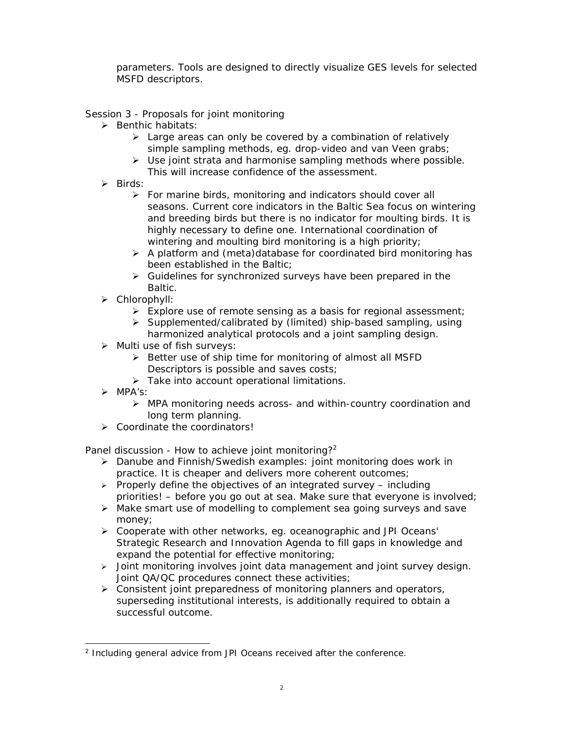parameters. Tools are designed to directly visualize GES levels for selected MSFD descriptors.

Session 3 - Proposals for joint monitoring

- Benthic habitats:
  - Large areas can only be covered by a combination of relatively simple sampling methods, eg. drop-video and van Veen grabs;
  - Use joint strata and harmonise sampling methods where possible. This will increase confidence of the assessment.
- Birds:
  - For marine birds, monitoring and indicators should cover all seasons. Current core indicators in the Baltic Sea focus on wintering and breeding birds but there is no indicator for moulting birds. It is highly necessary to define one. International coordination of wintering and moulting bird monitoring is a high priority;
  - A platform and (meta)database for coordinated bird monitoring has been established in the Baltic;
  - Guidelines for synchronized surveys have been prepared in the Baltic.
- Chlorophyll:
  - Explore use of remote sensing as a basis for regional assessment;
  - Supplemented/calibrated by (limited) ship-based sampling, using harmonized analytical protocols and a joint sampling design.
- Multi use of fish surveys:
  - Better use of ship time for monitoring of almost all MSFD Descriptors is possible and saves costs;
  - Take into account operational limitations.
- MPA's:
  - MPA monitoring needs across- and within-country coordination and long term planning.
- Coordinate the coordinators!

Panel discussion - How to achieve joint monitoring?[2]

- Danube and Finnish/Swedish examples: joint monitoring does work in practice. It is cheaper and delivers more coherent outcomes;
- Properly define the objectives of an integrated survey – including priorities! – before you go out at sea. Make sure that everyone is involved;
- Make smart use of modelling to complement sea going surveys and save money;
- Cooperate with other networks, eg. oceanographic and JPI Oceans' Strategic Research and Innovation Agenda to fill gaps in knowledge and expand the potential for effective monitoring;
- Joint monitoring involves joint data management and joint survey design. Joint QA/QC procedures connect these activities;
- Consistent joint preparedness of monitoring planners and operators, superseding institutional interests, is additionally required to obtain a successful outcome.

[2] Including general advice from JPI Oceans received after the conference.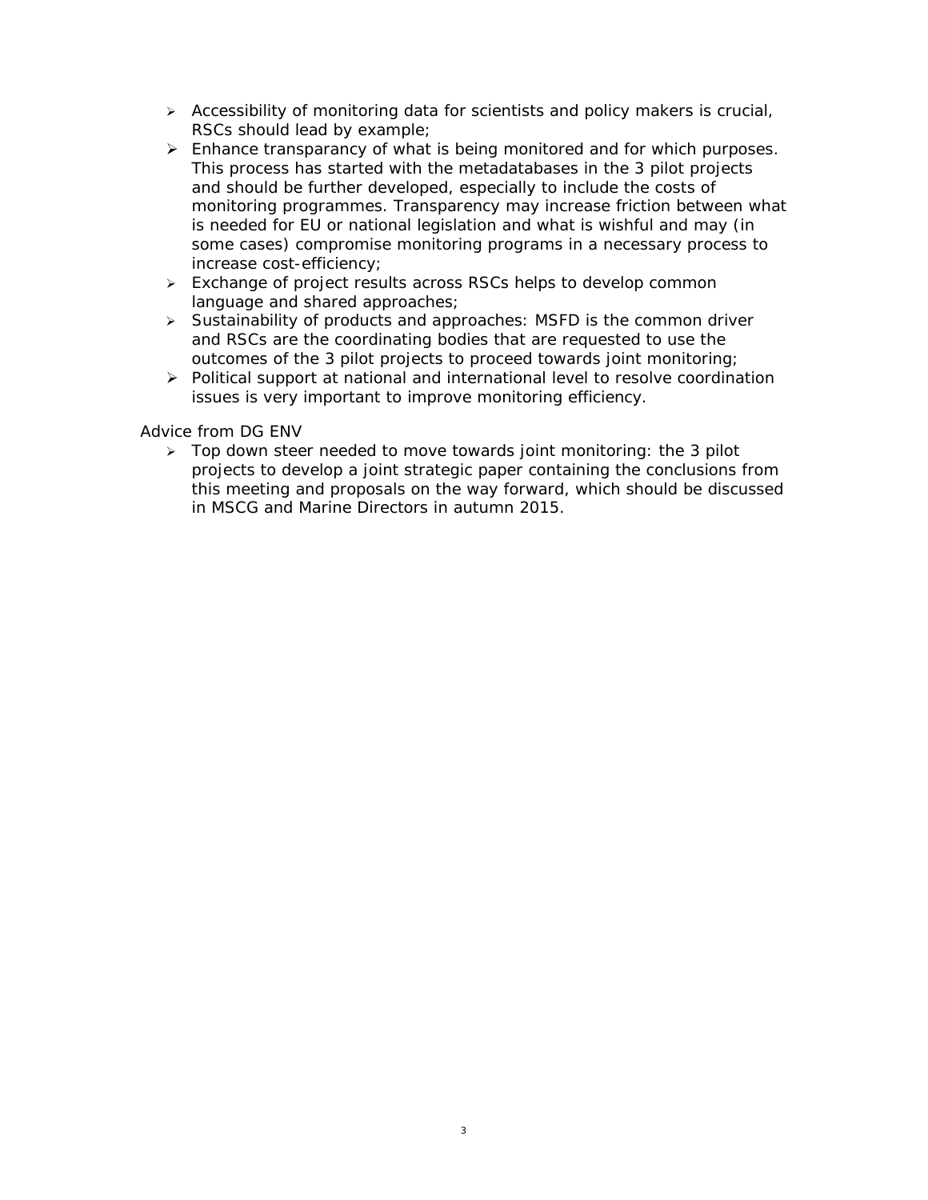- Accessibility of monitoring data for scientists and policy makers is crucial, RSCs should lead by example;
- Enhance transparancy of what is being monitored and for which purposes. This process has started with the metadatabases in the 3 pilot projects and should be further developed, especially to include the costs of monitoring programmes. Transparency may increase friction between what is needed for EU or national legislation and what is wishful and may (in some cases) compromise monitoring programs in a necessary process to increase cost-efficiency;
- Exchange of project results across RSCs helps to develop common language and shared approaches;
- Sustainability of products and approaches: MSFD is the common driver and RSCs are the coordinating bodies that are requested to use the outcomes of the 3 pilot projects to proceed towards joint monitoring;
- Political support at national and international level to resolve coordination issues is very important to improve monitoring efficiency.

Advice from DG ENV

- Top down steer needed to move towards joint monitoring: the 3 pilot projects to develop a joint strategic paper containing the conclusions from this meeting and proposals on the way forward, which should be discussed in MSCG and Marine Directors in autumn 2015.